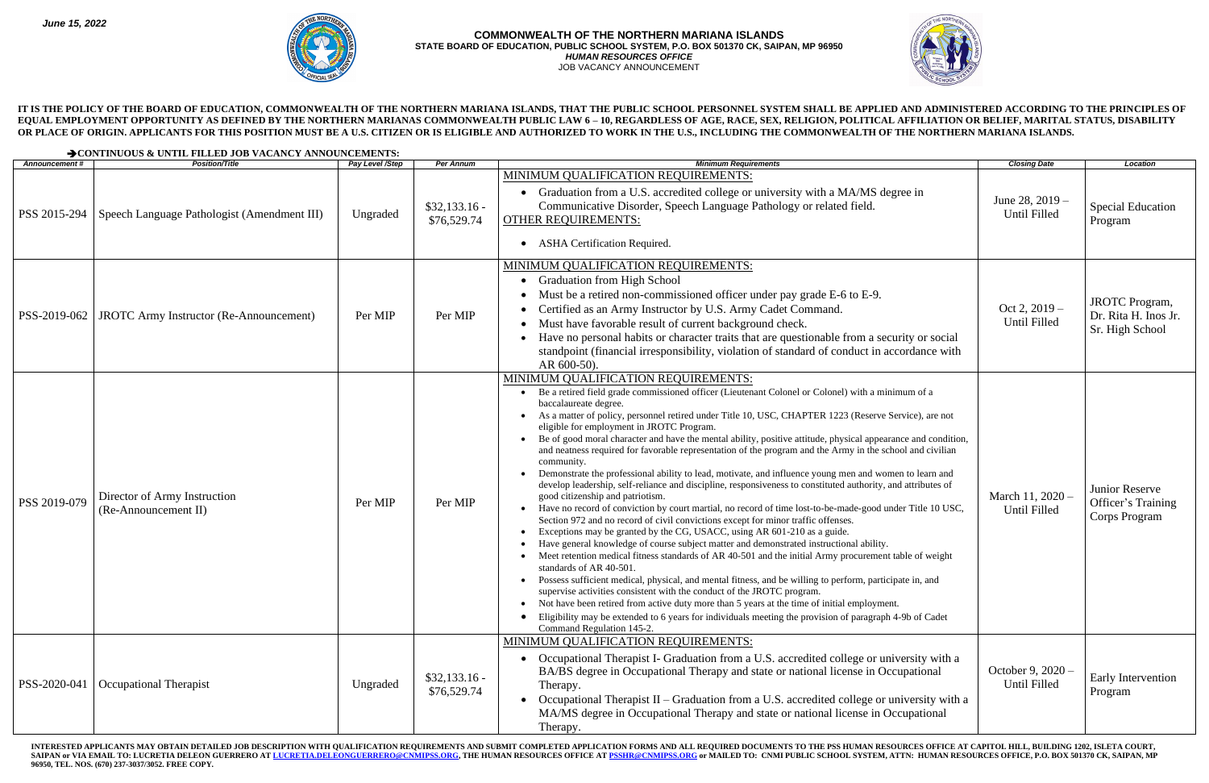*June 15, 2022*

**COMMONWEALTH OF THE NORTHERN MARIANA ISLANDS**
**STATE BOARD OF EDUCATION, PUBLIC SCHOOL SYSTEM, P.O. BOX 501370 CK, SAIPAN, MP 96950**
***HUMAN RESOURCES OFFICE***
JOB VACANCY ANNOUNCEMENT

**IT IS THE POLICY OF THE BOARD OF EDUCATION, COMMONWEALTH OF THE NORTHERN MARIANA ISLANDS, THAT THE PUBLIC SCHOOL PERSONNEL SYSTEM SHALL BE APPLIED AND ADMINISTERED ACCORDING TO THE PRINCIPLES OF EQUAL EMPLOYMENT OPPORTUNITY AS DEFINED BY THE NORTHERN MARIANAS COMMONWEALTH PUBLIC LAW 6 – 10, REGARDLESS OF AGE, RACE, SEX, RELIGION, POLITICAL AFFILIATION OR BELIEF, MARITAL STATUS, DISABILITY OR PLACE OF ORIGIN. APPLICANTS FOR THIS POSITION MUST BE A U.S. CITIZEN OR IS ELIGIBLE AND AUTHORIZED TO WORK IN THE U.S., INCLUDING THE COMMONWEALTH OF THE NORTHERN MARIANA ISLANDS.**

**➔CONTINUOUS & UNTIL FILLED JOB VACANCY ANNOUNCEMENTS:**

| *Announcement #* | *Position/Title* | *Pay Level /Step* | *Per Annum* | *Minimum Requirements* | *Closing Date* | *Location* |
|---|---|---|---|---|---|---|
| PSS 2015-294 | Speech Language Pathologist (Amendment III) | Ungraded | $32,133.16 - $76,529.74 | MINIMUM QUALIFICATION REQUIREMENTS:<br>• Graduation from a U.S. accredited college or university with a MA/MS degree in Communicative Disorder, Speech Language Pathology or related field.<br>OTHER REQUIREMENTS:<br>• ASHA Certification Required. | June 28, 2019 – Until Filled | Special Education Program |
| PSS-2019-062 | JROTC Army Instructor (Re-Announcement) | Per MIP | Per MIP | MINIMUM QUALIFICATION REQUIREMENTS:<br>• Graduation from High School<br>• Must be a retired non-commissioned officer under pay grade E-6 to E-9.<br>• Certified as an Army Instructor by U.S. Army Cadet Command.<br>• Must have favorable result of current background check.<br>• Have no personal habits or character traits that are questionable from a security or social standpoint (financial irresponsibility, violation of standard of conduct in accordance with AR 600-50). | Oct 2, 2019 – Until Filled | JROTC Program, Dr. Rita H. Inos Jr. Sr. High School |
| PSS 2019-079 | Director of Army Instruction (Re-Announcement II) | Per MIP | Per MIP | MINIMUM QUALIFICATION REQUIREMENTS:<br>• Be a retired field grade commissioned officer (Lieutenant Colonel or Colonel) with a minimum of a baccalaureate degree.<br>• As a matter of policy, personnel retired under Title 10, USC, CHAPTER 1223 (Reserve Service), are not eligible for employment in JROTC Program.<br>• Be of good moral character and have the mental ability, positive attitude, physical appearance and condition, and neatness required for favorable representation of the program and the Army in the school and civilian community.<br>• Demonstrate the professional ability to lead, motivate, and influence young men and women to learn and develop leadership, self-reliance and discipline, responsiveness to constituted authority, and attributes of good citizenship and patriotism.<br>• Have no record of conviction by court martial, no record of time lost-to-be-made-good under Title 10 USC, Section 972 and no record of civil convictions except for minor traffic offenses.<br>• Exceptions may be granted by the CG, USACC, using AR 601-210 as a guide.<br>• Have general knowledge of course subject matter and demonstrated instructional ability.<br>• Meet retention medical fitness standards of AR 40-501 and the initial Army procurement table of weight standards of AR 40-501.<br>• Possess sufficient medical, physical, and mental fitness, and be willing to perform, participate in, and supervise activities consistent with the conduct of the JROTC program.<br>• Not have been retired from active duty more than 5 years at the time of initial employment.<br>• Eligibility may be extended to 6 years for individuals meeting the provision of paragraph 4-9b of Cadet Command Regulation 145-2. | March 11, 2020 – Until Filled | Junior Reserve Officer's Training Corps Program |
| PSS-2020-041 | Occupational Therapist | Ungraded | $32,133.16 - $76,529.74 | MINIMUM QUALIFICATION REQUIREMENTS:<br>• Occupational Therapist I- Graduation from a U.S. accredited college or university with a BA/BS degree in Occupational Therapy and state or national license in Occupational Therapy.<br>• Occupational Therapist II – Graduation from a U.S. accredited college or university with a MA/MS degree in Occupational Therapy and state or national license in Occupational Therapy. | October 9, 2020 – Until Filled | Early Intervention Program |

**INTERESTED APPLICANTS MAY OBTAIN DETAILED JOB DESCRIPTION WITH QUALIFICATION REQUIREMENTS AND SUBMIT COMPLETED APPLICATION FORMS AND ALL REQUIRED DOCUMENTS TO THE PSS HUMAN RESOURCES OFFICE AT CAPITOL HILL, BUILDING 1202, ISLETA COURT, SAIPAN or VIA EMAIL TO: LUCRETIA DELEON GUERRERO AT LUCRETIA.DELEONGUERRERO@CNMIPSS.ORG, THE HUMAN RESOURCES OFFICE AT PSSHR@CNMIPSS.ORG or MAILED TO: CNMI PUBLIC SCHOOL SYSTEM, ATTN: HUMAN RESOURCES OFFICE, P.O. BOX 501370 CK, SAIPAN, MP 96950, TEL. NOS. (670) 237-3037/3052. FREE COPY.**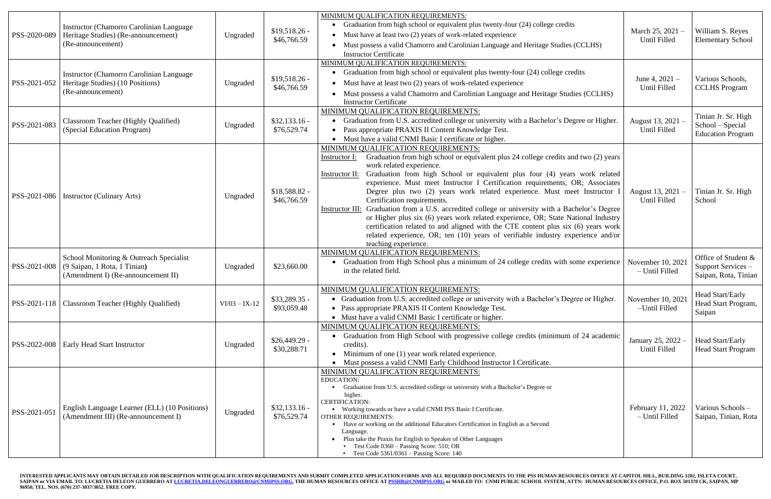| PSS-2020-089 | Instructor (Chamorro Carolinian Language Heritage Studies) (Re-announcement) (Re-announcement) | Ungraded | $19,518.26 - $46,766.59 | MINIMUM QUALIFICATION REQUIREMENTS:<br>• Graduation from high school or equivalent plus twenty-four (24) college credits<br>• Must have at least two (2) years of work-related experience<br>• Must possess a valid Chamorro and Carolinian Language and Heritage Studies (CCLHS) Instructor Certificate | March 25, 2021 – Until Filled | William S. Reyes Elementary School |
|---|---|---|---|---|---|---|
| PSS-2021-052 | Instructor (Chamorro Carolinian Language Heritage Studies) (10 Positions) (Re-announcement) | Ungraded | $19,518.26 - $46,766.59 | MINIMUM QUALIFICATION REQUIREMENTS:<br>• Graduation from high school or equivalent plus twenty-four (24) college credits<br>• Must have at least two (2) years of work-related experience<br>• Must possess a valid Chamorro and Carolinian Language and Heritage Studies (CCLHS) Instructor Certificate | June 4, 2021 – Until Filled | Various Schools, CCLHS Program |
| PSS-2021-083 | Classroom Teacher (Highly Qualified) (Special Education Program) | Ungraded | $32,133.16 - $76,529.74 | MINIMUM QUALIFICATION REQUIREMENTS:<br>• Graduation from U.S. accredited college or university with a Bachelor's Degree or Higher.<br>• Pass appropriate PRAXIS II Content Knowledge Test.<br>• Must have a valid CNMI Basic I certificate or higher. | August 13, 2021 – Until Filled | Tinian Jr. Sr. High School – Special Education Program |
| PSS-2021-086 | Instructor (Culinary Arts) | Ungraded | $18,588.82 - $46,766.59 | MINIMUM QUALIFICATION REQUIREMENTS:<br>Instructor I: Graduation from high school or equivalent plus 24 college credits and two (2) years work related experience.<br>Instructor II: Graduation from high School or equivalent plus four (4) years work related experience. Must meet Instructor I Certification requirements, OR; Associates Degree plus two (2) years work related experience. Must meet Instructor I Certification requirements.<br>Instructor III: Graduation from a U.S. accredited college or university with a Bachelor's Degree or Higher plus six (6) years work related experience, OR; State National Industry certification related to and aligned with the CTE content plus six (6) years work related experience, OR; ten (10) years of verifiable industry experience and/or teaching experience. | August 13, 2021 – Until Filled | Tinian Jr. Sr. High School |
| PSS-2021-008 | School Monitoring & Outreach Specialist (9 Saipan, 1 Rota, 1 Tinian) (Amendment I) (Re-announcement II) | Ungraded | $23,660.00 | MINIMUM QUALIFICATION REQUIREMENTS:<br>• Graduation from High School plus a minimum of 24 college credits with some experience in the related field. | November 10, 2021 – Until Filled | Office of Student & Support Services – Saipan, Rota, Tinian |
| PSS-2021-118 | Classroom Teacher (Highly Qualified) | VI/03 – IX-12 | $33,289.35 - $93,059.48 | MINIMUM QUALIFICATION REQUIREMENTS:<br>• Graduation from U.S. accredited college or university with a Bachelor's Degree or Higher.<br>• Pass appropriate PRAXIS II Content Knowledge Test.<br>• Must have a valid CNMI Basic I certificate or higher. | November 10, 2021 –Until Filled | Head Start/Early Head Start Program, Saipan |
| PSS-2022-008 | Early Head Start Instructor | Ungraded | $26,449.29 - $30,288.71 | MINIMUM QUALIFICATION REQUIREMENTS:<br>• Graduation from High School with progressive college credits (minimum of 24 academic credits).<br>• Minimum of one (1) year work related experience.<br>• Must possess a valid CNMI Early Childhood Instructor I Certificate. | January 25, 2022 – Until Filled | Head Start/Early Head Start Program |
| PSS-2021-051 | English Language Learner (ELL) (10 Positions) (Amendment III) (Re-announcement I) | Ungraded | $32,133.16 - $76,529.74 | MINIMUM QUALIFICATION REQUIREMENTS:<br>EDUCATION:<br>• Graduation from U.S. accredited college or university with a Bachelor's Degree or higher.<br>CERTIFICATION:<br>• Working towards or have a valid CNMI PSS Basic I Certificate.<br>OTHER REQUIREMENTS:<br>• Have or working on the additional Educators Certification in English as a Second Language.<br>• Plus take the Praxis for English to Speaker of Other Languages<br>▪ Test Code 0360 – Passing Score: 510; OR<br>▪ Test Code 5361/0361 – Passing Score: 140 | February 11, 2022 – Until Filled | Various Schools – Saipan, Tinian, Rota |

**INTERESTED APPLICANTS MAY OBTAIN DETAILED JOB DESCRIPTION WITH QUALIFICATION REQUIREMENTS AND SUBMIT COMPLETED APPLICATION FORMS AND ALL REQUIRED DOCUMENTS TO THE PSS HUMAN RESOURCES OFFICE AT CAPITOL HILL, BUILDING 1202, ISLETA COURT, SAIPAN or VIA EMAIL TO: LUCRETIA DELEON GUERRERO AT LUCRETIA.DELEONGUERRERO@CNMIPSS.ORG, THE HUMAN RESOURCES OFFICE AT PSSHR@CNMIPSS.ORG or MAILED TO: CNMI PUBLIC SCHOOL SYSTEM, ATTN: HUMAN RESOURCES OFFICE, P.O. BOX 501370 CK, SAIPAN, MP 96950, TEL. NOS. (670) 237-3037/3052. FREE COPY.**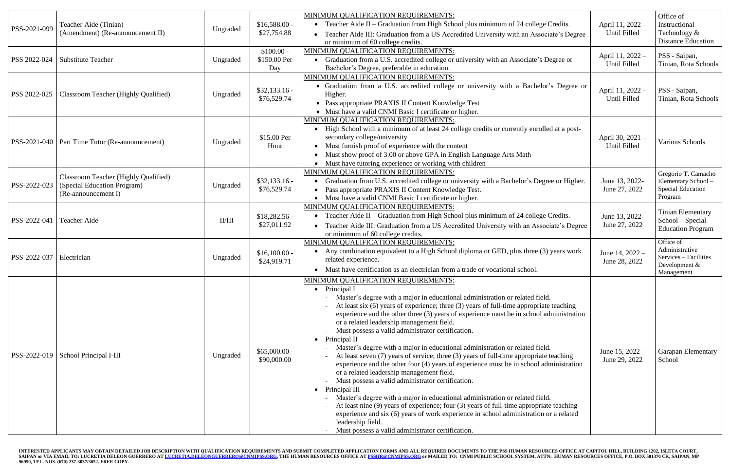| PSS-2021-099 | Teacher Aide (Tinian) (Amendment) (Re-announcement II) | Ungraded | $16,588.00 - $27,754.88 | MINIMUM QUALIFICATION REQUIREMENTS:<br>• Teacher Aide II – Graduation from High School plus minimum of 24 college Credits.<br>• Teacher Aide III: Graduation from a US Accredited University with an Associate's Degree or minimum of 60 college credits. | April 11, 2022 – Until Filled | Office of Instructional Technology & Distance Education |
|---|---|---|---|---|---|---|
| PSS 2022-024 | Substitute Teacher | Ungraded | $100.00 - $150.00 Per Day | MINIMUM QUALIFICATION REQUIREMENTS:<br>• Graduation from a U.S. accredited college or university with an Associate's Degree or Bachelor's Degree, preferable in education. | April 11, 2022 – Until Filled | PSS - Saipan, Tinian, Rota Schools |
| PSS 2022-025 | Classroom Teacher (Highly Qualified) | Ungraded | $32,133.16 - $76,529.74 | MINIMUM QUALIFICATION REQUIREMENTS:<br>• Graduation from a U.S. accredited college or university with a Bachelor's Degree or Higher.<br>• Pass appropriate PRAXIS II Content Knowledge Test<br>• Must have a valid CNMI Basic I certificate or higher. | April 11, 2022 – Until Filled | PSS - Saipan, Tinian, Rota Schools |
| PSS-2021-040 | Part Time Tutor (Re-announcement) | Ungraded | $15.00 Per Hour | MINIMUM QUALIFICATION REQUIREMENTS:<br>• High School with a minimum of at least 24 college credits or currently enrolled at a post-secondary college/university<br>• Must furnish proof of experience with the content<br>• Must show proof of 3.00 or above GPA in English Language Arts Math<br>• Must have tutoring experience or working with children | April 30, 2021 – Until Filled | Various Schools |
| PSS-2022-023 | Classroom Teacher (Highly Qualified) (Special Education Program) (Re-announcement I) | Ungraded | $32,133.16 - $76,529.74 | MINIMUM QUALIFICATION REQUIREMENTS:<br>• Graduation from U.S. accredited college or university with a Bachelor's Degree or Higher.<br>• Pass appropriate PRAXIS II Content Knowledge Test.<br>• Must have a valid CNMI Basic I certificate or higher. | June 13, 2022- June 27, 2022 | Gregorio T. Camacho Elementary School – Special Education Program |
| PSS-2022-041 | Teacher Aide | II/III | $18,282.56 - $27,011.92 | MINIMUM QUALIFICATION REQUIREMENTS:<br>• Teacher Aide II – Graduation from High School plus minimum of 24 college Credits.<br>• Teacher Aide III: Graduation from a US Accredited University with an Associate's Degree or minimum of 60 college credits. | June 13, 2022- June 27, 2022 | Tinian Elementary School – Special Education Program |
| PSS-2022-037 | Electrician | Ungraded | $16,100.00 - $24,919.71 | MINIMUM QUALIFICATION REQUIREMENTS:<br>• Any combination equivalent to a High School diploma or GED, plus three (3) years work related experience.<br>• Must have certification as an electrician from a trade or vocational school. | June 14, 2022 – June 28, 2022 | Office of Administrative Services – Facilities Development & Management |
| PSS-2022-019 | School Principal I-III | Ungraded | $65,000.00 - $90,000.00 | MINIMUM QUALIFICATION REQUIREMENTS:<br>• Principal I<br>- Master's degree with a major in educational administration or related field.<br>- At least six (6) years of experience; three (3) years of full-time appropriate teaching experience and the other three (3) years of experience must be in school administration or a related leadership management field.<br>- Must possess a valid administrator certification.<br>• Principal II<br>- Master's degree with a major in educational administration or related field.<br>- At least seven (7) years of service; three (3) years of full-time appropriate teaching experience and the other four (4) years of experience must be in school administration or a related leadership management field.<br>- Must possess a valid administrator certification.<br>• Principal III<br>- Master's degree with a major in educational administration or related field.<br>- At least nine (9) years of experience; four (3) years of full-time appropriate teaching experience and six (6) years of work experience in school administration or a related leadership field.<br>- Must possess a valid administrator certification. | June 15, 2022 – June 29, 2022 | Garapan Elementary School |

**INTERESTED APPLICANTS MAY OBTAIN DETAILED JOB DESCRIPTION WITH QUALIFICATION REQUIREMENTS AND SUBMIT COMPLETED APPLICATION FORMS AND ALL REQUIRED DOCUMENTS TO THE PSS HUMAN RESOURCES OFFICE AT CAPITOL HILL, BUILDING 1202, ISLETA COURT, SAIPAN or VIA EMAIL TO: LUCRETIA DELEON GUERRERO AT LUCRETIA.DELEONGUERRERO@CNMIPSS.ORG, THE HUMAN RESOURCES OFFICE AT PSSHR@CNMIPSS.ORG or MAILED TO: CNMI PUBLIC SCHOOL SYSTEM, ATTN: HUMAN RESOURCES OFFICE, P.O. BOX 501370 CK, SAIPAN, MP 96950, TEL. NOS. (670) 237-3037/3052. FREE COPY.**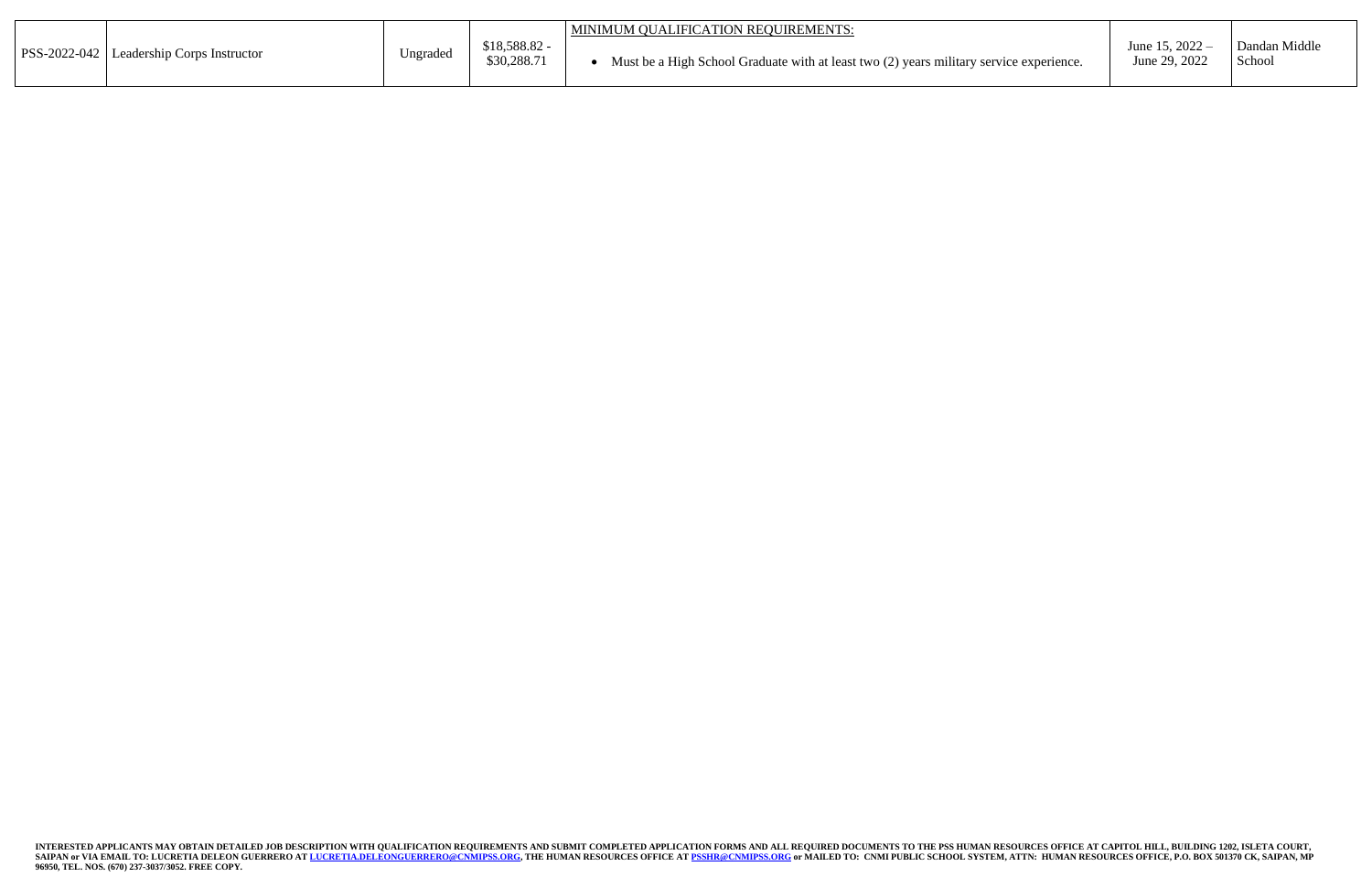| | | | | | | |
|---|---|---|---|---|---|---|
| PSS-2022-042 | Leadership Corps Instructor | Ungraded | $18,588.82 - $30,288.71 | MINIMUM QUALIFICATION REQUIREMENTS:<br>• Must be a High School Graduate with at least two (2) years military service experience. | June 15, 2022 – June 29, 2022 | Dandan Middle School |

**INTERESTED APPLICANTS MAY OBTAIN DETAILED JOB DESCRIPTION WITH QUALIFICATION REQUIREMENTS AND SUBMIT COMPLETED APPLICATION FORMS AND ALL REQUIRED DOCUMENTS TO THE PSS HUMAN RESOURCES OFFICE AT CAPITOL HILL, BUILDING 1202, ISLETA COURT, SAIPAN or VIA EMAIL TO: LUCRETIA DELEON GUERRERO AT LUCRETIA.DELEONGUERRERO@CNMIPSS.ORG, THE HUMAN RESOURCES OFFICE AT PSSHR@CNMIPSS.ORG or MAILED TO: CNMI PUBLIC SCHOOL SYSTEM, ATTN: HUMAN RESOURCES OFFICE, P.O. BOX 501370 CK, SAIPAN, MP 96950, TEL. NOS. (670) 237-3037/3052. FREE COPY.**